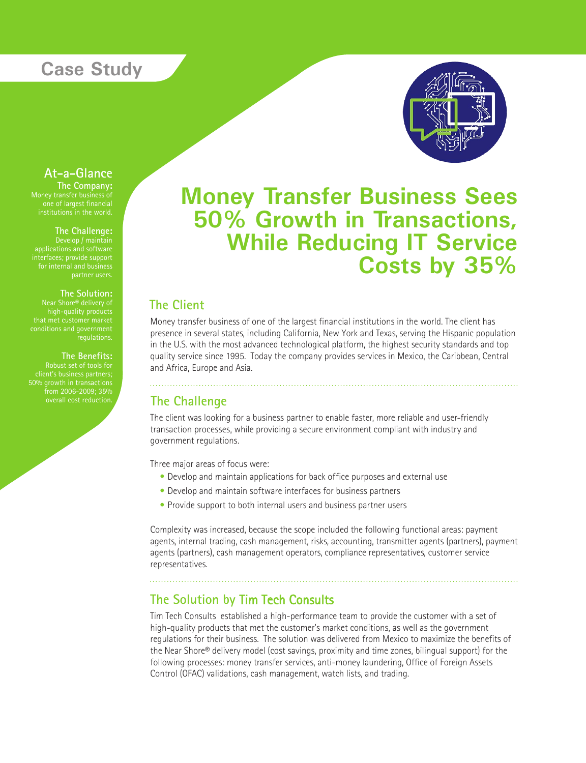# Case Study

## At-a-Glance

**The Company:**
Money transfer business of one of largest financial institutions in the world.

**The Challenge:**
Develop / maintain applications and software interfaces; provide support for internal and business partner users.

**The Solution:**
Near Shore® delivery of high-quality products that met customer market conditions and government regulations.

**The Benefits:**
Robust set of tools for client's business partners; 50% growth in transactions from 2006-2009; 35% overall cost reduction.

# Money Transfer Business Sees 50% Growth in Transactions, While Reducing IT Service Costs by 35%

## The Client

Money transfer business of one of the largest financial institutions in the world. The client has presence in several states, including California, New York and Texas, serving the Hispanic population in the U.S. with the most advanced technological platform, the highest security standards and top quality service since 1995. Today the company provides services in Mexico, the Caribbean, Central and Africa, Europe and Asia.

## The Challenge

The client was looking for a business partner to enable faster, more reliable and user-friendly transaction processes, while providing a secure environment compliant with industry and government regulations.

Three major areas of focus were:

- Develop and maintain applications for back office purposes and external use
- Develop and maintain software interfaces for business partners
- Provide support to both internal users and business partner users

Complexity was increased, because the scope included the following functional areas: payment agents, internal trading, cash management, risks, accounting, transmitter agents (partners), payment agents (partners), cash management operators, compliance representatives, customer service representatives.

## The Solution by Tim Tech Consults

Tim Tech Consults established a high-performance team to provide the customer with a set of high-quality products that met the customer's market conditions, as well as the government regulations for their business. The solution was delivered from Mexico to maximize the benefits of the Near Shore® delivery model (cost savings, proximity and time zones, bilingual support) for the following processes: money transfer services, anti-money laundering, Office of Foreign Assets Control (OFAC) validations, cash management, watch lists, and trading.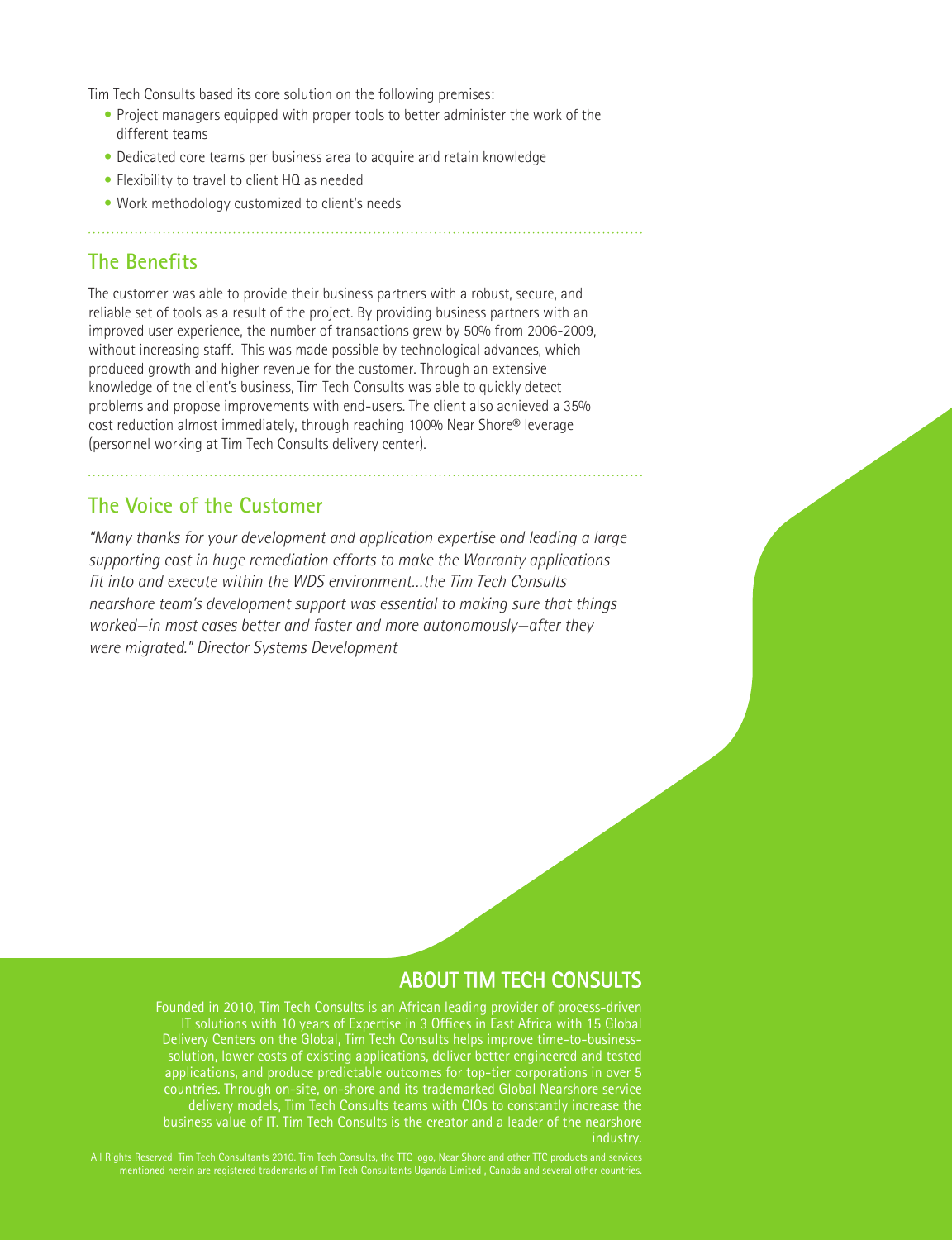Tim Tech Consults based its core solution on the following premises:

- Project managers equipped with proper tools to better administer the work of the different teams
- Dedicated core teams per business area to acquire and retain knowledge
- Flexibility to travel to client HQ as needed
- Work methodology customized to client's needs

## The Benefits

The customer was able to provide their business partners with a robust, secure, and reliable set of tools as a result of the project. By providing business partners with an improved user experience, the number of transactions grew by 50% from 2006-2009, without increasing staff. This was made possible by technological advances, which produced growth and higher revenue for the customer. Through an extensive knowledge of the client's business, Tim Tech Consults was able to quickly detect problems and propose improvements with end-users. The client also achieved a 35% cost reduction almost immediately, through reaching 100% Near Shore® leverage (personnel working at Tim Tech Consults delivery center).

## The Voice of the Customer

*"Many thanks for your development and application expertise and leading a large supporting cast in huge remediation efforts to make the Warranty applications fit into and execute within the WDS environment...the Tim Tech Consults nearshore team's development support was essential to making sure that things worked—in most cases better and faster and more autonomously—after they were migrated." Director Systems Development*

## ABOUT TIM TECH CONSULTS

Founded in 2010, Tim Tech Consults is an African leading provider of process-driven IT solutions with 10 years of Expertise in 3 Offices in East Africa with 15 Global Delivery Centers on the Global, Tim Tech Consults helps improve time-to-business-solution, lower costs of existing applications, deliver better engineered and tested applications, and produce predictable outcomes for top-tier corporations in over 5 countries. Through on-site, on-shore and its trademarked Global Nearshore service delivery models, Tim Tech Consults teams with CIOs to constantly increase the business value of IT. Tim Tech Consults is the creator and a leader of the nearshore industry.

All Rights Reserved Tim Tech Consultants 2010. Tim Tech Consults, the TTC logo, Near Shore and other TTC products and services mentioned herein are registered trademarks of Tim Tech Consultants Uganda Limited , Canada and several other countries.